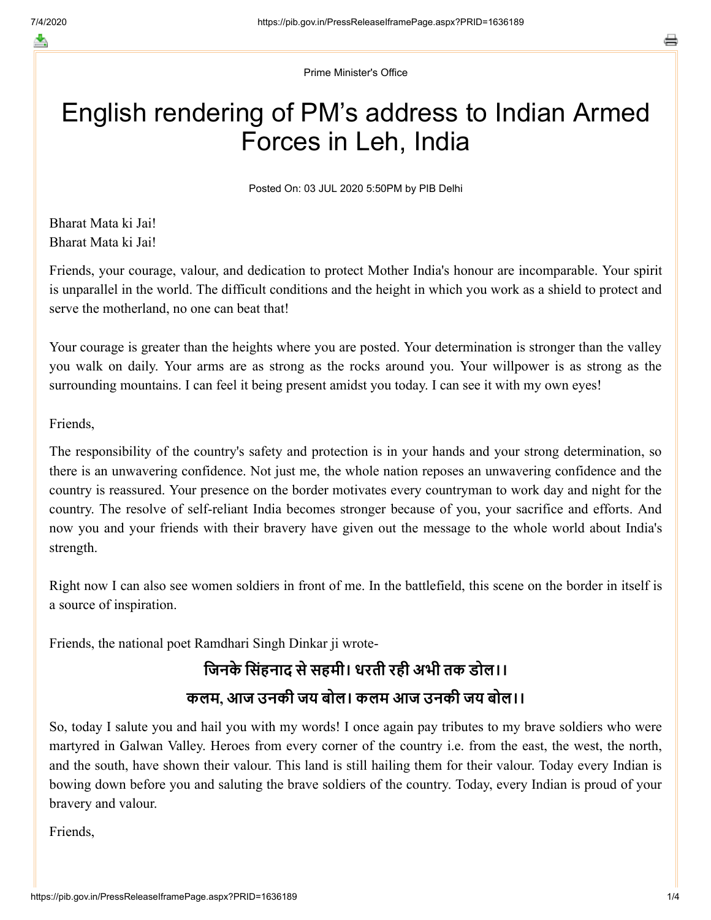Prime Minister's Office

# English rendering of PM’s address to Indian Armed Forces in Leh, India

Posted On: 03 JUL 2020 5:50PM by PIB Delhi

Bharat Mata ki Jai!
Bharat Mata ki Jai!

Friends, your courage, valour, and dedication to protect Mother India's honour are incomparable. Your spirit is unparallel in the world. The difficult conditions and the height in which you work as a shield to protect and serve the motherland, no one can beat that!

Your courage is greater than the heights where you are posted. Your determination is stronger than the valley you walk on daily. Your arms are as strong as the rocks around you. Your willpower is as strong as the surrounding mountains. I can feel it being present amidst you today. I can see it with my own eyes!

Friends,

The responsibility of the country's safety and protection is in your hands and your strong determination, so there is an unwavering confidence. Not just me, the whole nation reposes an unwavering confidence and the country is reassured. Your presence on the border motivates every countryman to work day and night for the country. The resolve of self-reliant India becomes stronger because of you, your sacrifice and efforts. And now you and your friends with their bravery have given out the message to the whole world about India's strength.

Right now I can also see women soldiers in front of me. In the battlefield, this scene on the border in itself is a source of inspiration.

Friends, the national poet Ramdhari Singh Dinkar ji wrote-

**जिनके सिंहनाद से सहमी। धरती रही अभी तक डोल।।**

**कलम, आज उनकी जय बोल। कलम आज उनकी जय बोल।।**

So, today I salute you and hail you with my words! I once again pay tributes to my brave soldiers who were martyred in Galwan Valley. Heroes from every corner of the country i.e. from the east, the west, the north, and the south, have shown their valour. This land is still hailing them for their valour. Today every Indian is bowing down before you and saluting the brave soldiers of the country. Today, every Indian is proud of your bravery and valour.

Friends,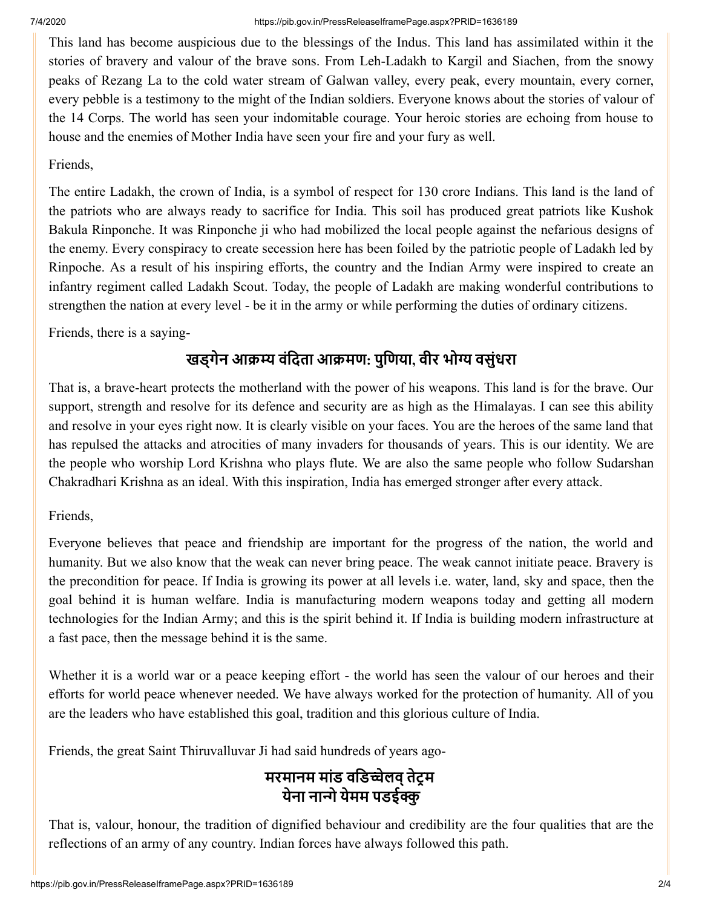This land has become auspicious due to the blessings of the Indus. This land has assimilated within it the stories of bravery and valour of the brave sons. From Leh-Ladakh to Kargil and Siachen, from the snowy peaks of Rezang La to the cold water stream of Galwan valley, every peak, every mountain, every corner, every pebble is a testimony to the might of the Indian soldiers. Everyone knows about the stories of valour of the 14 Corps. The world has seen your indomitable courage. Your heroic stories are echoing from house to house and the enemies of Mother India have seen your fire and your fury as well.

Friends,

The entire Ladakh, the crown of India, is a symbol of respect for 130 crore Indians. This land is the land of the patriots who are always ready to sacrifice for India. This soil has produced great patriots like Kushok Bakula Rinponche. It was Rinponche ji who had mobilized the local people against the nefarious designs of the enemy. Every conspiracy to create secession here has been foiled by the patriotic people of Ladakh led by Rinpoche. As a result of his inspiring efforts, the country and the Indian Army were inspired to create an infantry regiment called Ladakh Scout. Today, the people of Ladakh are making wonderful contributions to strengthen the nation at every level - be it in the army or while performing the duties of ordinary citizens.

Friends, there is a saying-

**खड्गेन आक्रम्य वंदिता आक्रमण: पुणिया, वीर भोग्य वसुंधरा**

That is, a brave-heart protects the motherland with the power of his weapons. This land is for the brave. Our support, strength and resolve for its defence and security are as high as the Himalayas. I can see this ability and resolve in your eyes right now. It is clearly visible on your faces. You are the heroes of the same land that has repulsed the attacks and atrocities of many invaders for thousands of years. This is our identity. We are the people who worship Lord Krishna who plays flute. We are also the same people who follow Sudarshan Chakradhari Krishna as an ideal. With this inspiration, India has emerged stronger after every attack.

Friends,

Everyone believes that peace and friendship are important for the progress of the nation, the world and humanity. But we also know that the weak can never bring peace. The weak cannot initiate peace. Bravery is the precondition for peace. If India is growing its power at all levels i.e. water, land, sky and space, then the goal behind it is human welfare. India is manufacturing modern weapons today and getting all modern technologies for the Indian Army; and this is the spirit behind it. If India is building modern infrastructure at a fast pace, then the message behind it is the same.

Whether it is a world war or a peace keeping effort - the world has seen the valour of our heroes and their efforts for world peace whenever needed. We have always worked for the protection of humanity. All of you are the leaders who have established this goal, tradition and this glorious culture of India.

Friends, the great Saint Thiruvalluvar Ji had said hundreds of years ago-

**मरमानम मांड वडिच्चेलव् तेट्रम**
**येना नान्गे येमम पडईक्कु**

That is, valour, honour, the tradition of dignified behaviour and credibility are the four qualities that are the reflections of an army of any country. Indian forces have always followed this path.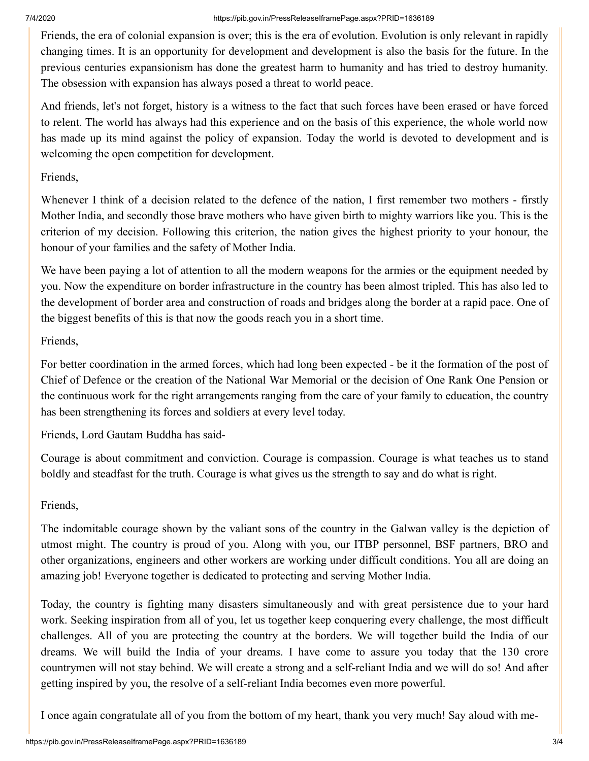Friends, the era of colonial expansion is over; this is the era of evolution. Evolution is only relevant in rapidly changing times. It is an opportunity for development and development is also the basis for the future. In the previous centuries expansionism has done the greatest harm to humanity and has tried to destroy humanity. The obsession with expansion has always posed a threat to world peace.

And friends, let's not forget, history is a witness to the fact that such forces have been erased or have forced to relent. The world has always had this experience and on the basis of this experience, the whole world now has made up its mind against the policy of expansion. Today the world is devoted to development and is welcoming the open competition for development.

Friends,

Whenever I think of a decision related to the defence of the nation, I first remember two mothers - firstly Mother India, and secondly those brave mothers who have given birth to mighty warriors like you. This is the criterion of my decision. Following this criterion, the nation gives the highest priority to your honour, the honour of your families and the safety of Mother India.

We have been paying a lot of attention to all the modern weapons for the armies or the equipment needed by you. Now the expenditure on border infrastructure in the country has been almost tripled. This has also led to the development of border area and construction of roads and bridges along the border at a rapid pace. One of the biggest benefits of this is that now the goods reach you in a short time.

Friends,

For better coordination in the armed forces, which had long been expected - be it the formation of the post of Chief of Defence or the creation of the National War Memorial or the decision of One Rank One Pension or the continuous work for the right arrangements ranging from the care of your family to education, the country has been strengthening its forces and soldiers at every level today.

Friends, Lord Gautam Buddha has said-

Courage is about commitment and conviction. Courage is compassion. Courage is what teaches us to stand boldly and steadfast for the truth. Courage is what gives us the strength to say and do what is right.

Friends,

The indomitable courage shown by the valiant sons of the country in the Galwan valley is the depiction of utmost might. The country is proud of you. Along with you, our ITBP personnel, BSF partners, BRO and other organizations, engineers and other workers are working under difficult conditions. You all are doing an amazing job! Everyone together is dedicated to protecting and serving Mother India.

Today, the country is fighting many disasters simultaneously and with great persistence due to your hard work. Seeking inspiration from all of you, let us together keep conquering every challenge, the most difficult challenges. All of you are protecting the country at the borders. We will together build the India of our dreams. We will build the India of your dreams. I have come to assure you today that the 130 crore countrymen will not stay behind. We will create a strong and a self-reliant India and we will do so! And after getting inspired by you, the resolve of a self-reliant India becomes even more powerful.

I once again congratulate all of you from the bottom of my heart, thank you very much! Say aloud with me-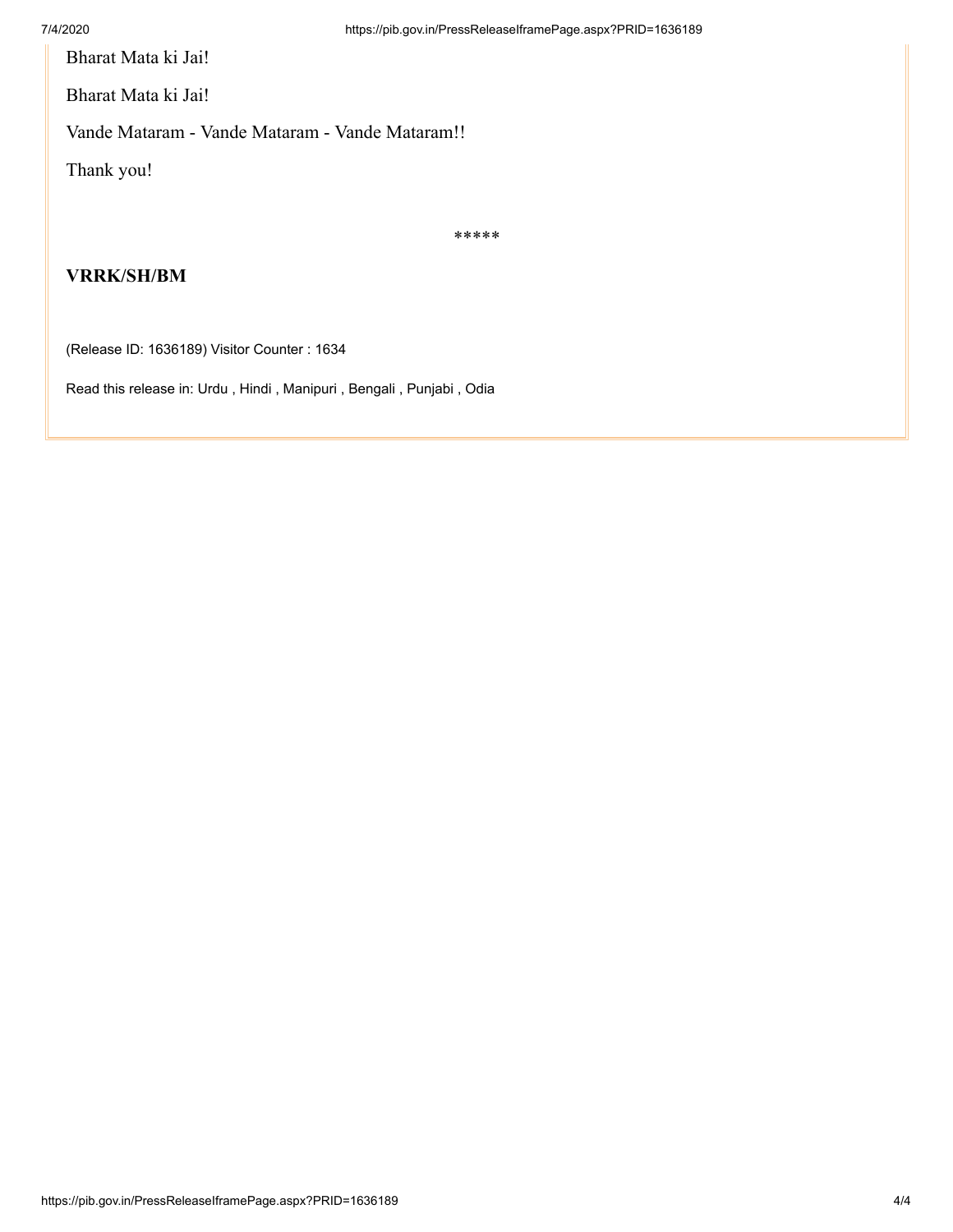Bharat Mata ki Jai!

Bharat Mata ki Jai!

Vande Mataram - Vande Mataram - Vande Mataram!!

Thank you!

*****

**VRRK/SH/BM**

(Release ID: 1636189) Visitor Counter : 1634

Read this release in: Urdu , Hindi , Manipuri , Bengali , Punjabi , Odia